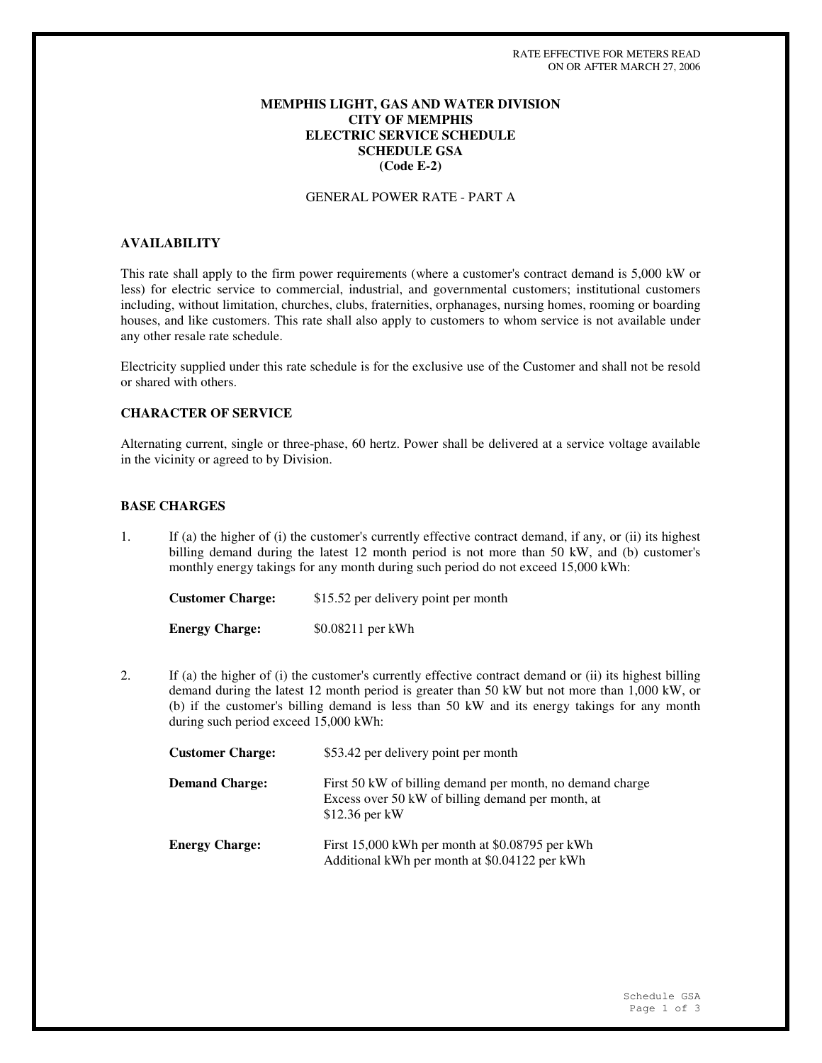RATE EFFECTIVE FOR METERS READ
ON OR AFTER MARCH 27, 2006

# MEMPHIS LIGHT, GAS AND WATER DIVISION
# CITY OF MEMPHIS
# ELECTRIC SERVICE SCHEDULE
# SCHEDULE GSA
# (Code E-2)

GENERAL POWER RATE - PART A

## AVAILABILITY

This rate shall apply to the firm power requirements (where a customer's contract demand is 5,000 kW or less) for electric service to commercial, industrial, and governmental customers; institutional customers including, without limitation, churches, clubs, fraternities, orphanages, nursing homes, rooming or boarding houses, and like customers. This rate shall also apply to customers to whom service is not available under any other resale rate schedule.

Electricity supplied under this rate schedule is for the exclusive use of the Customer and shall not be resold or shared with others.

## CHARACTER OF SERVICE

Alternating current, single or three-phase, 60 hertz. Power shall be delivered at a service voltage available in the vicinity or agreed to by Division.

## BASE CHARGES

1. If (a) the higher of (i) the customer's currently effective contract demand, if any, or (ii) its highest billing demand during the latest 12 month period is not more than 50 kW, and (b) customer's monthly energy takings for any month during such period do not exceed 15,000 kWh:

   **Customer Charge:** $15.52 per delivery point per month

   **Energy Charge:** $0.08211 per kWh

2. If (a) the higher of (i) the customer's currently effective contract demand or (ii) its highest billing demand during the latest 12 month period is greater than 50 kW but not more than 1,000 kW, or (b) if the customer's billing demand is less than 50 kW and its energy takings for any month during such period exceed 15,000 kWh:

   **Customer Charge:** $53.42 per delivery point per month

   **Demand Charge:** First 50 kW of billing demand per month, no demand charge
   Excess over 50 kW of billing demand per month, at $12.36 per kW

   **Energy Charge:** First 15,000 kWh per month at $0.08795 per kWh
   Additional kWh per month at $0.04122 per kWh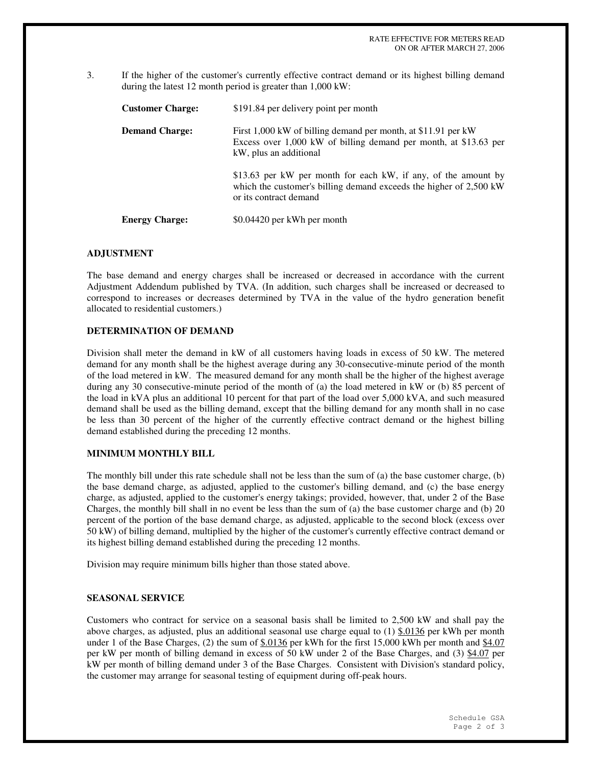3. If the higher of the customer's currently effective contract demand or its highest billing demand during the latest 12 month period is greater than 1,000 kW:

**Customer Charge:** $191.84 per delivery point per month

**Demand Charge:** First 1,000 kW of billing demand per month, at $11.91 per kW
Excess over 1,000 kW of billing demand per month, at $13.63 per kW, plus an additional

$13.63 per kW per month for each kW, if any, of the amount by which the customer's billing demand exceeds the higher of 2,500 kW or its contract demand

**Energy Charge:** $0.04420 per kWh per month

### ADJUSTMENT

The base demand and energy charges shall be increased or decreased in accordance with the current Adjustment Addendum published by TVA. (In addition, such charges shall be increased or decreased to correspond to increases or decreases determined by TVA in the value of the hydro generation benefit allocated to residential customers.)

### DETERMINATION OF DEMAND

Division shall meter the demand in kW of all customers having loads in excess of 50 kW. The metered demand for any month shall be the highest average during any 30-consecutive-minute period of the month of the load metered in kW. The measured demand for any month shall be the higher of the highest average during any 30 consecutive-minute period of the month of (a) the load metered in kW or (b) 85 percent of the load in kVA plus an additional 10 percent for that part of the load over 5,000 kVA, and such measured demand shall be used as the billing demand, except that the billing demand for any month shall in no case be less than 30 percent of the higher of the currently effective contract demand or the highest billing demand established during the preceding 12 months.

### MINIMUM MONTHLY BILL

The monthly bill under this rate schedule shall not be less than the sum of (a) the base customer charge, (b) the base demand charge, as adjusted, applied to the customer's billing demand, and (c) the base energy charge, as adjusted, applied to the customer's energy takings; provided, however, that, under 2 of the Base Charges, the monthly bill shall in no event be less than the sum of (a) the base customer charge and (b) 20 percent of the portion of the base demand charge, as adjusted, applicable to the second block (excess over 50 kW) of billing demand, multiplied by the higher of the customer's currently effective contract demand or its highest billing demand established during the preceding 12 months.

Division may require minimum bills higher than those stated above.

### SEASONAL SERVICE

Customers who contract for service on a seasonal basis shall be limited to 2,500 kW and shall pay the above charges, as adjusted, plus an additional seasonal use charge equal to (1) $.0136 per kWh per month under 1 of the Base Charges, (2) the sum of $.0136 per kWh for the first 15,000 kWh per month and $4.07 per kW per month of billing demand in excess of 50 kW under 2 of the Base Charges, and (3) $4.07 per kW per month of billing demand under 3 of the Base Charges. Consistent with Division's standard policy, the customer may arrange for seasonal testing of equipment during off-peak hours.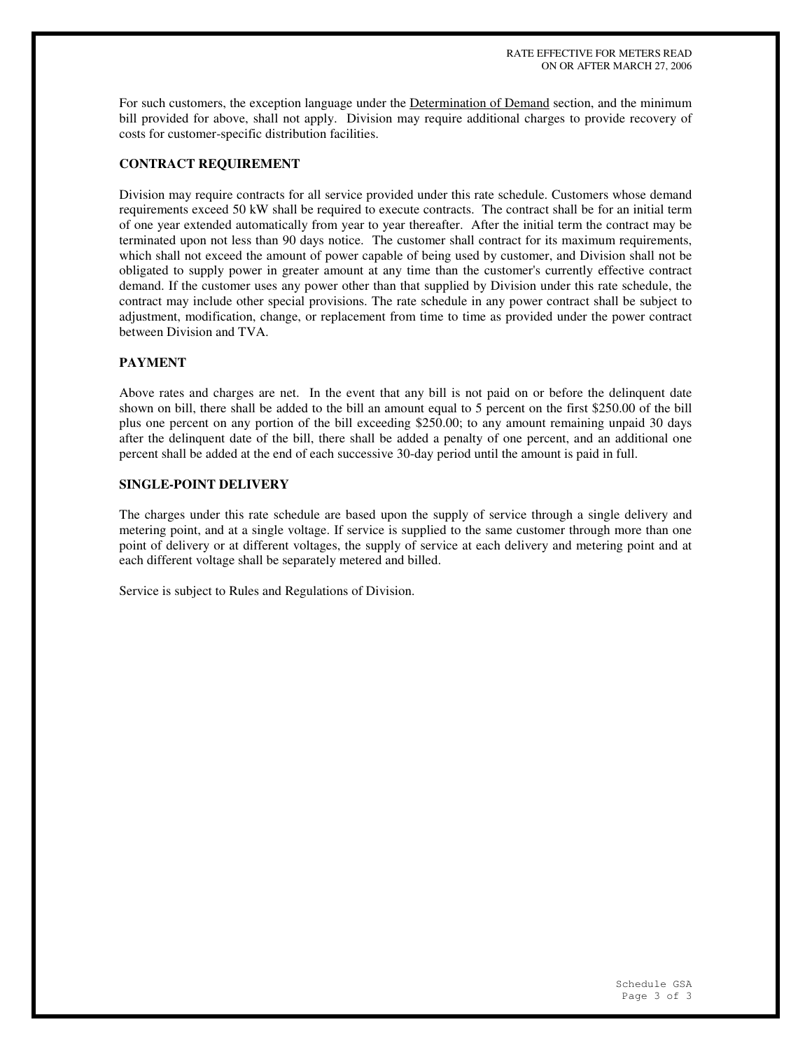For such customers, the exception language under the Determination of Demand section, and the minimum bill provided for above, shall not apply. Division may require additional charges to provide recovery of costs for customer-specific distribution facilities.

**CONTRACT REQUIREMENT**

Division may require contracts for all service provided under this rate schedule. Customers whose demand requirements exceed 50 kW shall be required to execute contracts. The contract shall be for an initial term of one year extended automatically from year to year thereafter. After the initial term the contract may be terminated upon not less than 90 days notice. The customer shall contract for its maximum requirements, which shall not exceed the amount of power capable of being used by customer, and Division shall not be obligated to supply power in greater amount at any time than the customer's currently effective contract demand. If the customer uses any power other than that supplied by Division under this rate schedule, the contract may include other special provisions. The rate schedule in any power contract shall be subject to adjustment, modification, change, or replacement from time to time as provided under the power contract between Division and TVA.

**PAYMENT**

Above rates and charges are net. In the event that any bill is not paid on or before the delinquent date shown on bill, there shall be added to the bill an amount equal to 5 percent on the first $250.00 of the bill plus one percent on any portion of the bill exceeding $250.00; to any amount remaining unpaid 30 days after the delinquent date of the bill, there shall be added a penalty of one percent, and an additional one percent shall be added at the end of each successive 30-day period until the amount is paid in full.

**SINGLE-POINT DELIVERY**

The charges under this rate schedule are based upon the supply of service through a single delivery and metering point, and at a single voltage. If service is supplied to the same customer through more than one point of delivery or at different voltages, the supply of service at each delivery and metering point and at each different voltage shall be separately metered and billed.

Service is subject to Rules and Regulations of Division.